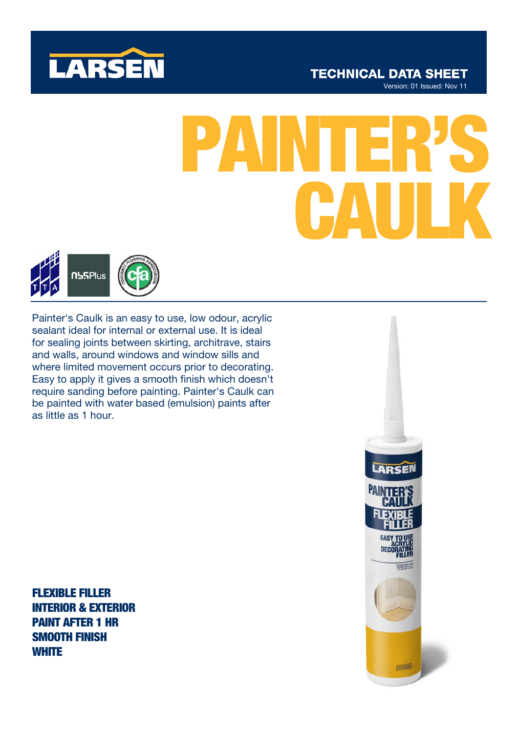LARSEN

TECHNICAL DATA SHEET
Version: 01 Issued: Nov 11

# PAINTER'S CAULK

Painter's Caulk is an easy to use, low odour, acrylic sealant ideal for internal or external use. It is ideal for sealing joints between skirting, architrave, stairs and walls, around windows and window sills and where limited movement occurs prior to decorating. Easy to apply it gives a smooth finish which doesn't require sanding before painting. Painter's Caulk can be painted with water based (emulsion) paints after as little as 1 hour.

**FLEXIBLE FILLER**
**INTERIOR & EXTERIOR**
**PAINT AFTER 1 HR**
**SMOOTH FINISH**
**WHITE**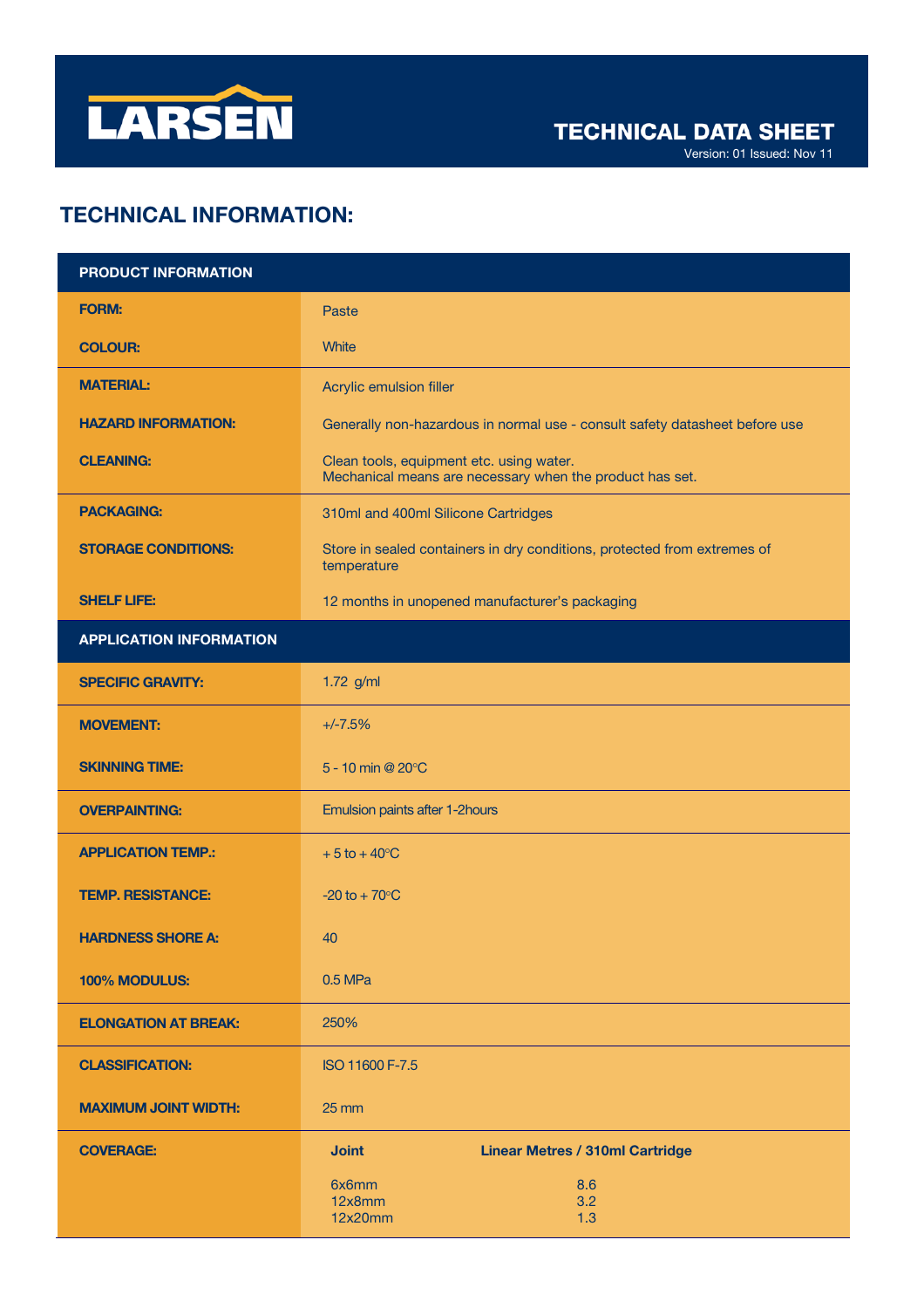LARSEN

TECHNICAL DATA SHEET

Version: 01 Issued: Nov 11

## TECHNICAL INFORMATION:

| PRODUCT INFORMATION | |
|---|---|
| **FORM:** | Paste |
| **COLOUR:** | White |
| **MATERIAL:** | Acrylic emulsion filler |
| **HAZARD INFORMATION:** | Generally non-hazardous in normal use - consult safety datasheet before use |
| **CLEANING:** | Clean tools, equipment etc. using water.<br>Mechanical means are necessary when the product has set. |
| **PACKAGING:** | 310ml and 400ml Silicone Cartridges |
| **STORAGE CONDITIONS:** | Store in sealed containers in dry conditions, protected from extremes of temperature |
| **SHELF LIFE:** | 12 months in unopened manufacturer's packaging |
| **APPLICATION INFORMATION** | |
| **SPECIFIC GRAVITY:** | 1.72 g/ml |
| **MOVEMENT:** | +/-7.5% |
| **SKINNING TIME:** | 5 - 10 min @ 20°C |
| **OVERPAINTING:** | Emulsion paints after 1-2hours |
| **APPLICATION TEMP.:** | + 5 to + 40°C |
| **TEMP. RESISTANCE:** | -20 to + 70°C |
| **HARDNESS SHORE A:** | 40 |
| **100% MODULUS:** | 0.5 MPa |
| **ELONGATION AT BREAK:** | 250% |
| **CLASSIFICATION:** | ISO 11600 F-7.5 |
| **MAXIMUM JOINT WIDTH:** | 25 mm |
| **COVERAGE:** | **Joint** — **Linear Metres / 310ml Cartridge**<br>6x6mm — 8.6<br>12x8mm — 3.2<br>12x20mm — 1.3 |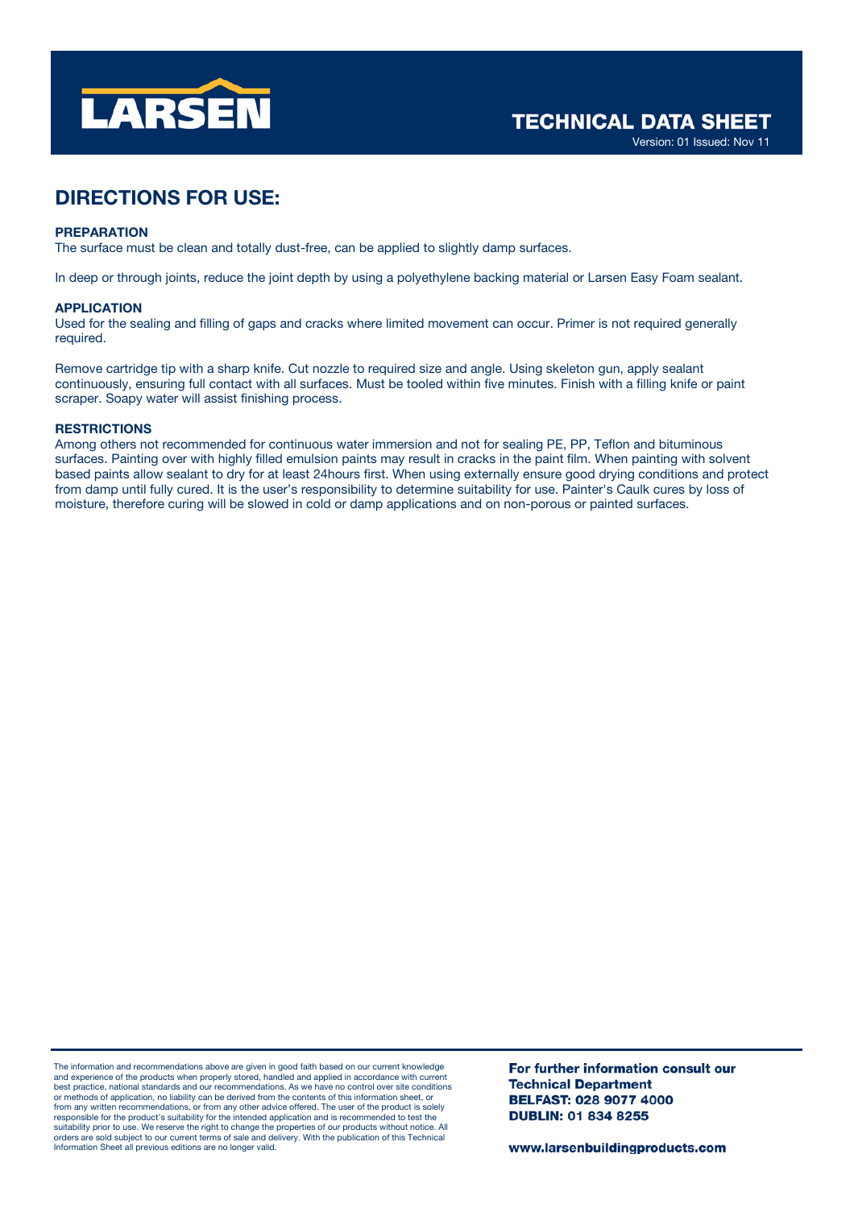## DIRECTIONS FOR USE:

**PREPARATION**

The surface must be clean and totally dust-free, can be applied to slightly damp surfaces.

In deep or through joints, reduce the joint depth by using a polyethylene backing material or Larsen Easy Foam sealant.

**APPLICATION**

Used for the sealing and filling of gaps and cracks where limited movement can occur. Primer is not required generally required.

Remove cartridge tip with a sharp knife. Cut nozzle to required size and angle. Using skeleton gun, apply sealant continuously, ensuring full contact with all surfaces. Must be tooled within five minutes. Finish with a filling knife or paint scraper. Soapy water will assist finishing process.

**RESTRICTIONS**

Among others not recommended for continuous water immersion and not for sealing PE, PP, Teflon and bituminous surfaces. Painting over with highly filled emulsion paints may result in cracks in the paint film. When painting with solvent based paints allow sealant to dry for at least 24hours first. When using externally ensure good drying conditions and protect from damp until fully cured. It is the user's responsibility to determine suitability for use. Painter's Caulk cures by loss of moisture, therefore curing will be slowed in cold or damp applications and on non-porous or painted surfaces.

The information and recommendations above are given in good faith based on our current knowledge and experience of the products when properly stored, handled and applied in accordance with current best practice, national standards and our recommendations. As we have no control over site conditions or methods of application, no liability can be derived from the contents of this information sheet, or from any written recommendations, or from any other advice offered. The user of the product is solely responsible for the product's suitability for the intended application and is recommended to test the suitability prior to use. We reserve the right to change the properties of our products without notice. All orders are sold subject to our current terms of sale and delivery. With the publication of this Technical Information Sheet all previous editions are no longer valid.

**For further information consult our Technical Department**
**BELFAST: 028 9077 4000**
**DUBLIN: 01 834 8255**

**www.larsenbuildingproducts.com**